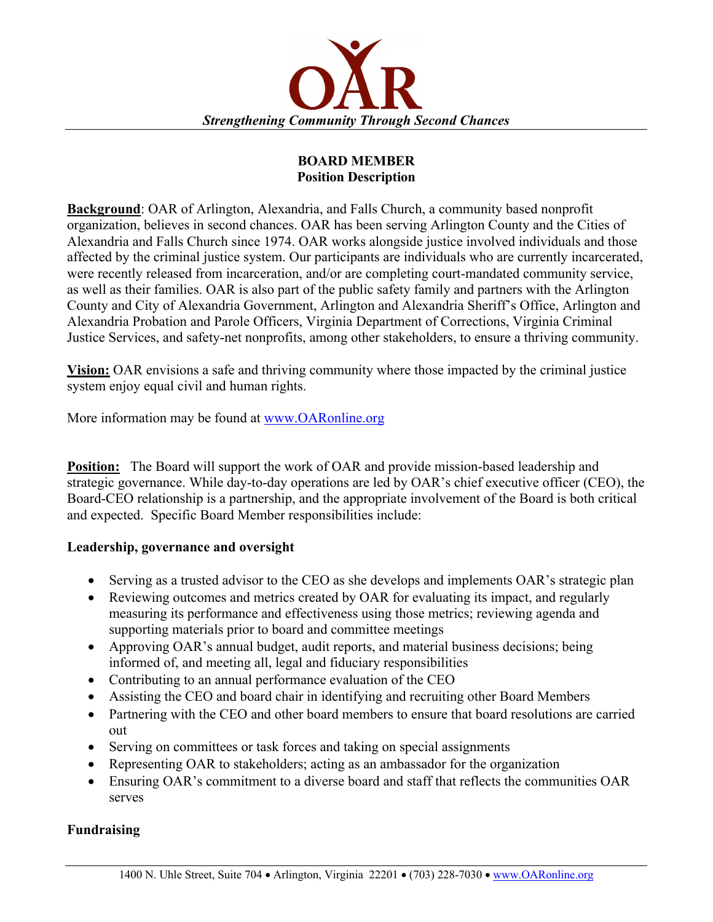# OAR

*Strengthening Community Through Second Chances*

**BOARD MEMBER**
**Position Description**

**Background**: OAR of Arlington, Alexandria, and Falls Church, a community based nonprofit organization, believes in second chances. OAR has been serving Arlington County and the Cities of Alexandria and Falls Church since 1974. OAR works alongside justice involved individuals and those affected by the criminal justice system. Our participants are individuals who are currently incarcerated, were recently released from incarceration, and/or are completing court-mandated community service, as well as their families. OAR is also part of the public safety family and partners with the Arlington County and City of Alexandria Government, Arlington and Alexandria Sheriff's Office, Arlington and Alexandria Probation and Parole Officers, Virginia Department of Corrections, Virginia Criminal Justice Services, and safety-net nonprofits, among other stakeholders, to ensure a thriving community.

**Vision:** OAR envisions a safe and thriving community where those impacted by the criminal justice system enjoy equal civil and human rights.

More information may be found at www.OARonline.org

**Position:** The Board will support the work of OAR and provide mission-based leadership and strategic governance. While day-to-day operations are led by OAR's chief executive officer (CEO), the Board-CEO relationship is a partnership, and the appropriate involvement of the Board is both critical and expected. Specific Board Member responsibilities include:

**Leadership, governance and oversight**

- Serving as a trusted advisor to the CEO as she develops and implements OAR's strategic plan
- Reviewing outcomes and metrics created by OAR for evaluating its impact, and regularly measuring its performance and effectiveness using those metrics; reviewing agenda and supporting materials prior to board and committee meetings
- Approving OAR's annual budget, audit reports, and material business decisions; being informed of, and meeting all, legal and fiduciary responsibilities
- Contributing to an annual performance evaluation of the CEO
- Assisting the CEO and board chair in identifying and recruiting other Board Members
- Partnering with the CEO and other board members to ensure that board resolutions are carried out
- Serving on committees or task forces and taking on special assignments
- Representing OAR to stakeholders; acting as an ambassador for the organization
- Ensuring OAR's commitment to a diverse board and staff that reflects the communities OAR serves

**Fundraising**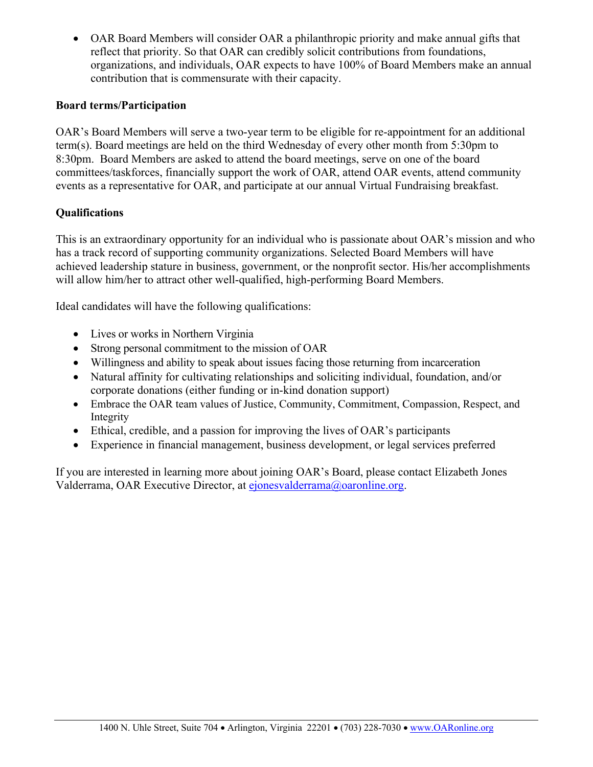- OAR Board Members will consider OAR a philanthropic priority and make annual gifts that reflect that priority. So that OAR can credibly solicit contributions from foundations, organizations, and individuals, OAR expects to have 100% of Board Members make an annual contribution that is commensurate with their capacity.

**Board terms/Participation**

OAR's Board Members will serve a two-year term to be eligible for re-appointment for an additional term(s). Board meetings are held on the third Wednesday of every other month from 5:30pm to 8:30pm. Board Members are asked to attend the board meetings, serve on one of the board committees/taskforces, financially support the work of OAR, attend OAR events, attend community events as a representative for OAR, and participate at our annual Virtual Fundraising breakfast.

**Qualifications**

This is an extraordinary opportunity for an individual who is passionate about OAR's mission and who has a track record of supporting community organizations. Selected Board Members will have achieved leadership stature in business, government, or the nonprofit sector. His/her accomplishments will allow him/her to attract other well-qualified, high-performing Board Members.

Ideal candidates will have the following qualifications:

- Lives or works in Northern Virginia
- Strong personal commitment to the mission of OAR
- Willingness and ability to speak about issues facing those returning from incarceration
- Natural affinity for cultivating relationships and soliciting individual, foundation, and/or corporate donations (either funding or in-kind donation support)
- Embrace the OAR team values of Justice, Community, Commitment, Compassion, Respect, and Integrity
- Ethical, credible, and a passion for improving the lives of OAR's participants
- Experience in financial management, business development, or legal services preferred

If you are interested in learning more about joining OAR's Board, please contact Elizabeth Jones Valderrama, OAR Executive Director, at ejonesvalderrama@oaronline.org.

1400 N. Uhle Street, Suite 704 • Arlington, Virginia 22201 • (703) 228-7030 • www.OARonline.org